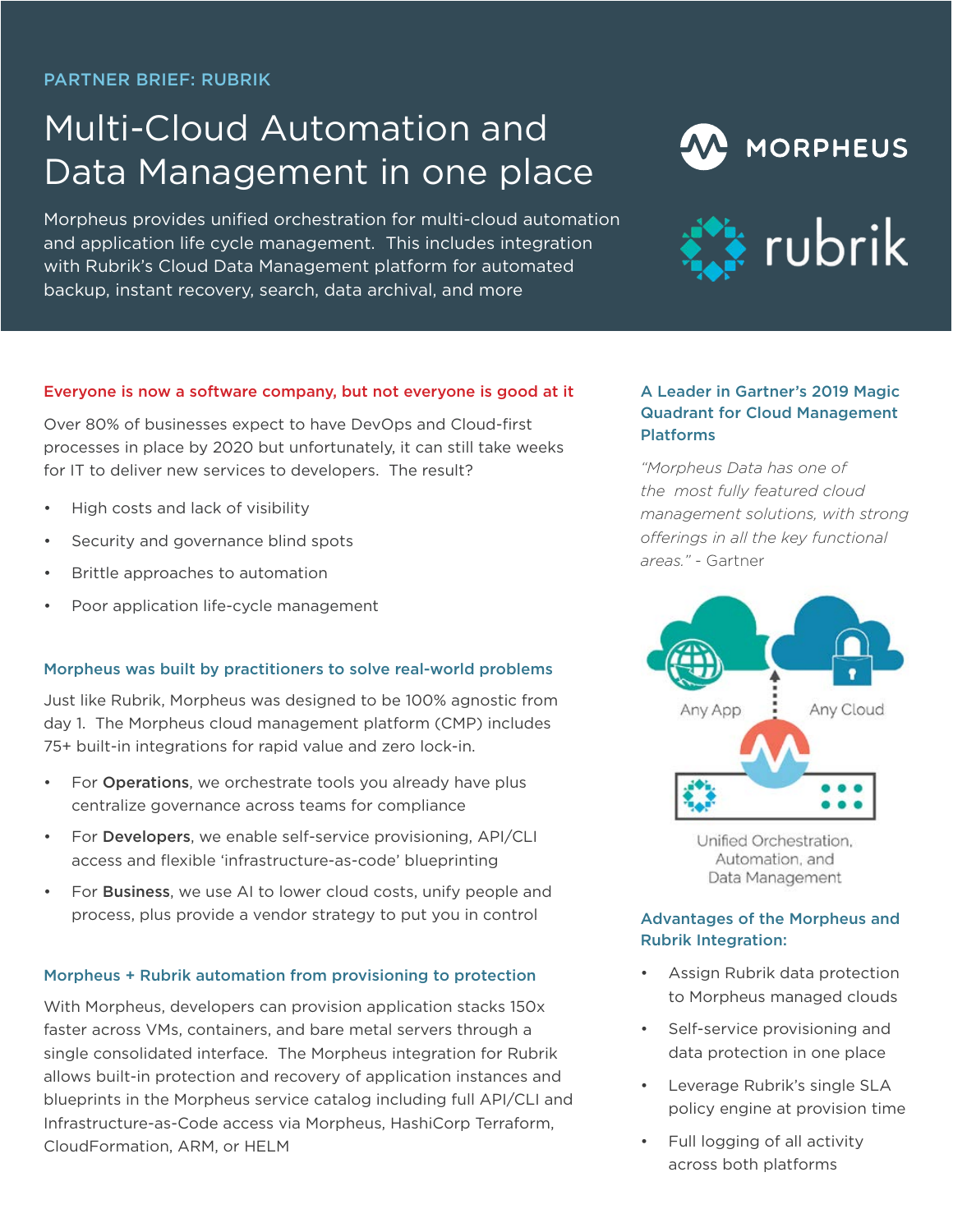PARTNER BRIEF: RUBRIK

# Multi-Cloud Automation and Data Management in one place

Morpheus provides unified orchestration for multi-cloud automation and application life cycle management. This includes integration with Rubrik's Cloud Data Management platform for automated backup, instant recovery, search, data archival, and more

## Everyone is now a software company, but not everyone is good at it

Over 80% of businesses expect to have DevOps and Cloud-first processes in place by 2020 but unfortunately, it can still take weeks for IT to deliver new services to developers. The result?

- High costs and lack of visibility
- Security and governance blind spots
- Brittle approaches to automation
- Poor application life-cycle management

## Morpheus was built by practitioners to solve real-world problems

Just like Rubrik, Morpheus was designed to be 100% agnostic from day 1. The Morpheus cloud management platform (CMP) includes 75+ built-in integrations for rapid value and zero lock-in.

- For **Operations**, we orchestrate tools you already have plus centralize governance across teams for compliance
- For **Developers**, we enable self-service provisioning, API/CLI access and flexible 'infrastructure-as-code' blueprinting
- For **Business**, we use AI to lower cloud costs, unify people and process, plus provide a vendor strategy to put you in control

## Morpheus + Rubrik automation from provisioning to protection

With Morpheus, developers can provision application stacks 150x faster across VMs, containers, and bare metal servers through a single consolidated interface. The Morpheus integration for Rubrik allows built-in protection and recovery of application instances and blueprints in the Morpheus service catalog including full API/CLI and Infrastructure-as-Code access via Morpheus, HashiCorp Terraform, CloudFormation, ARM, or HELM

## A Leader in Gartner's 2019 Magic Quadrant for Cloud Management Platforms

*"Morpheus Data has one of the most fully featured cloud management solutions, with strong offerings in all the key functional areas."* - Gartner

Any App

Any Cloud

Unified Orchestration, Automation, and Data Management

## Advantages of the Morpheus and Rubrik Integration:

- Assign Rubrik data protection to Morpheus managed clouds
- Self-service provisioning and data protection in one place
- Leverage Rubrik's single SLA policy engine at provision time
- Full logging of all activity across both platforms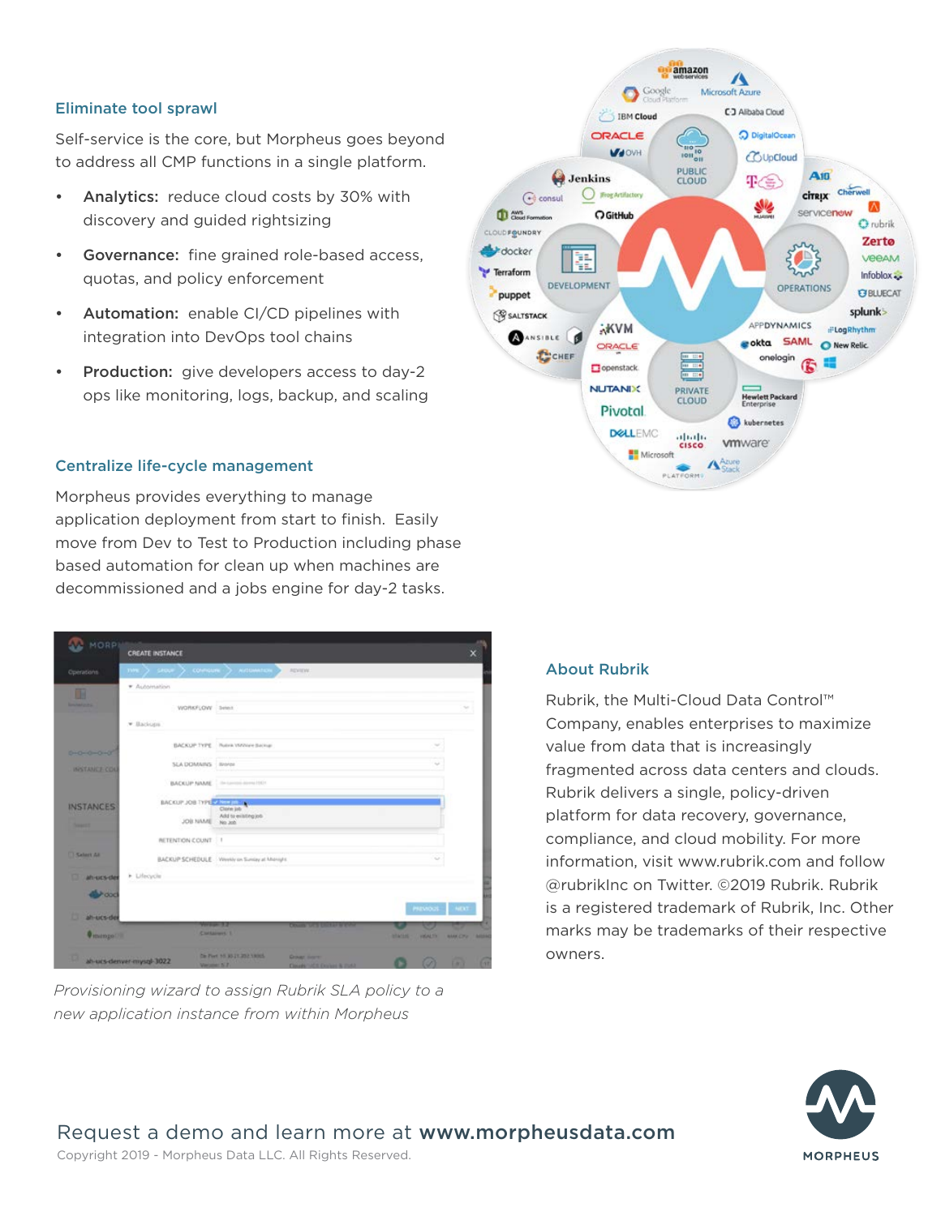### Eliminate tool sprawl

Self-service is the core, but Morpheus goes beyond to address all CMP functions in a single platform.

- **Analytics:** reduce cloud costs by 30% with discovery and guided rightsizing
- **Governance:** fine grained role-based access, quotas, and policy enforcement
- **Automation:** enable CI/CD pipelines with integration into DevOps tool chains
- **Production:** give developers access to day-2 ops like monitoring, logs, backup, and scaling

### Centralize life-cycle management

Morpheus provides everything to manage application deployment from start to finish. Easily move from Dev to Test to Production including phase based automation for clean up when machines are decommissioned and a jobs engine for day-2 tasks.

*Provisioning wizard to assign Rubrik SLA policy to a new application instance from within Morpheus*

### About Rubrik

Rubrik, the Multi-Cloud Data Control™ Company, enables enterprises to maximize value from data that is increasingly fragmented across data centers and clouds. Rubrik delivers a single, policy-driven platform for data recovery, governance, compliance, and cloud mobility. For more information, visit www.rubrik.com and follow @rubrikInc on Twitter. ©2019 Rubrik. Rubrik is a registered trademark of Rubrik, Inc. Other marks may be trademarks of their respective owners.

Request a demo and learn more at **www.morpheusdata.com**

Copyright 2019 - Morpheus Data LLC. All Rights Reserved.

MORPHEUS